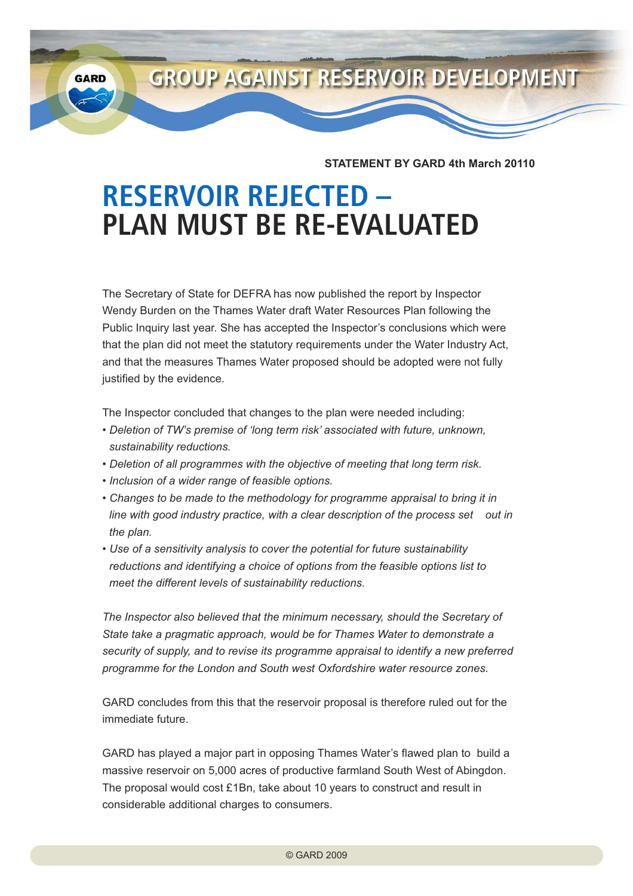GARD

# GROUP AGAINST RESERVOIR DEVELOPMENT

**STATEMENT BY GARD 4th March 20110**

# RESERVOIR REJECTED – PLAN MUST BE RE-EVALUATED

The Secretary of State for DEFRA has now published the report by Inspector Wendy Burden on the Thames Water draft Water Resources Plan following the Public Inquiry last year. She has accepted the Inspector's conclusions which were that the plan did not meet the statutory requirements under the Water Industry Act, and that the measures Thames Water proposed should be adopted were not fully justified by the evidence.

The Inspector concluded that changes to the plan were needed including:

- *Deletion of TW's premise of 'long term risk' associated with future, unknown, sustainability reductions.*
- *Deletion of all programmes with the objective of meeting that long term risk.*
- *Inclusion of a wider range of feasible options.*
- *Changes to be made to the methodology for programme appraisal to bring it in line with good industry practice, with a clear description of the process set out in the plan.*
- *Use of a sensitivity analysis to cover the potential for future sustainability reductions and identifying a choice of options from the feasible options list to meet the different levels of sustainability reductions.*

*The Inspector also believed that the minimum necessary, should the Secretary of State take a pragmatic approach, would be for Thames Water to demonstrate a security of supply, and to revise its programme appraisal to identify a new preferred programme for the London and South west Oxfordshire water resource zones.*

GARD concludes from this that the reservoir proposal is therefore ruled out for the immediate future.

GARD has played a major part in opposing Thames Water's flawed plan to build a massive reservoir on 5,000 acres of productive farmland South West of Abingdon. The proposal would cost £1Bn, take about 10 years to construct and result in considerable additional charges to consumers.

© GARD 2009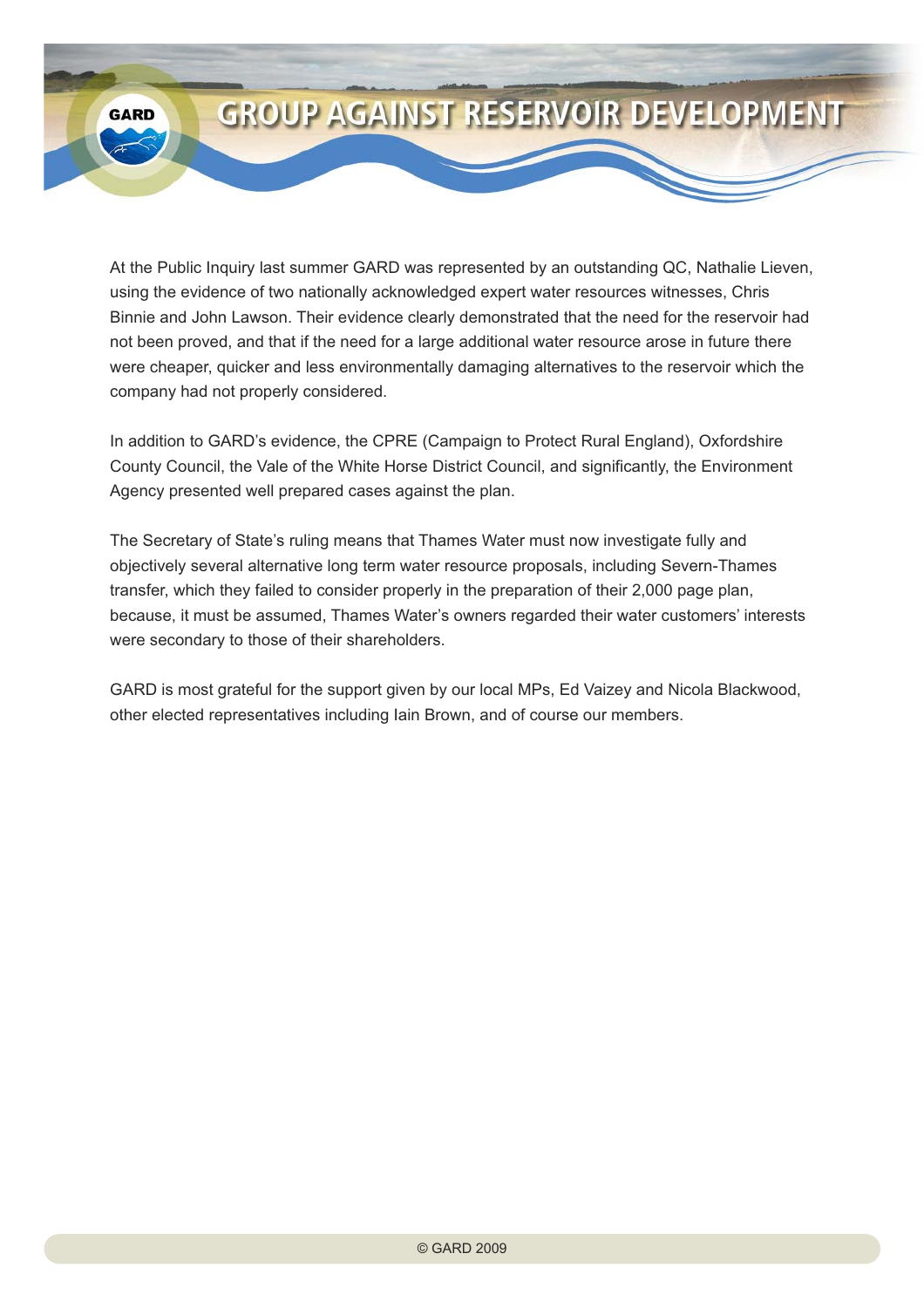At the Public Inquiry last summer GARD was represented by an outstanding QC, Nathalie Lieven, using the evidence of two nationally acknowledged expert water resources witnesses, Chris Binnie and John Lawson. Their evidence clearly demonstrated that the need for the reservoir had not been proved, and that if the need for a large additional water resource arose in future there were cheaper, quicker and less environmentally damaging alternatives to the reservoir which the company had not properly considered.

In addition to GARD's evidence, the CPRE (Campaign to Protect Rural England), Oxfordshire County Council, the Vale of the White Horse District Council, and significantly, the Environment Agency presented well prepared cases against the plan.

The Secretary of State's ruling means that Thames Water must now investigate fully and objectively several alternative long term water resource proposals, including Severn-Thames transfer, which they failed to consider properly in the preparation of their 2,000 page plan, because, it must be assumed, Thames Water's owners regarded their water customers' interests were secondary to those of their shareholders.

GARD is most grateful for the support given by our local MPs, Ed Vaizey and Nicola Blackwood, other elected representatives including Iain Brown, and of course our members.